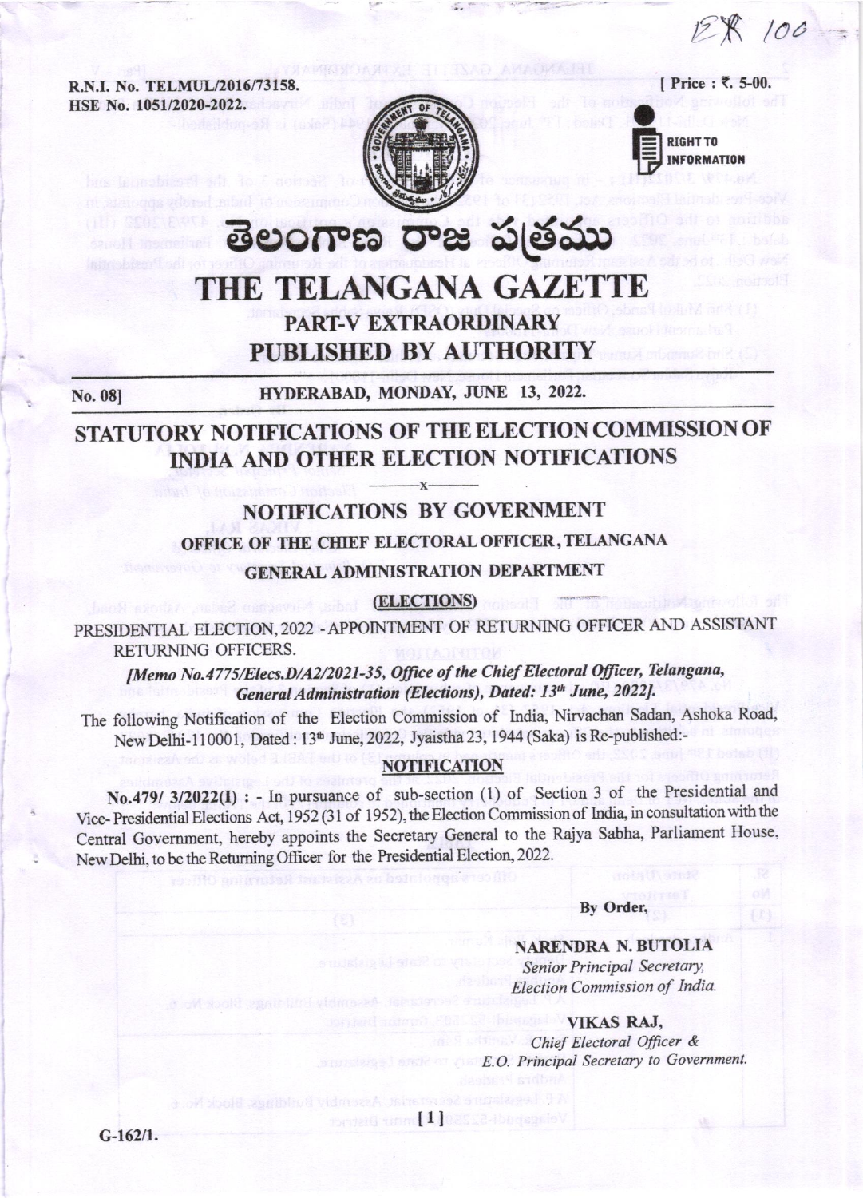R.N.I. No. TELMUL/2016/73158.
HSE No. 1051/2020-2022.

[ Price : ₹. 5-00.

RIGHT TO INFORMATION

# తెలంగాణ రాజ పత్రము

# THE TELANGANA GAZETTE

## PART-V EXTRAORDINARY

## PUBLISHED BY AUTHORITY

No. 08] HYDERABAD, MONDAY, JUNE 13, 2022.

## STATUTORY NOTIFICATIONS OF THE ELECTION COMMISSION OF INDIA AND OTHER ELECTION NOTIFICATIONS

—x—

## NOTIFICATIONS BY GOVERNMENT

### OFFICE OF THE CHIEF ELECTORAL OFFICER, TELANGANA

### GENERAL ADMINISTRATION DEPARTMENT

### (ELECTIONS)

PRESIDENTIAL ELECTION, 2022 - APPOINTMENT OF RETURNING OFFICER AND ASSISTANT RETURNING OFFICERS.

*[Memo No.4775/Elecs.D/A2/2021-35, Office of the Chief Electoral Officer, Telangana, General Administration (Elections), Dated: 13th June, 2022].*

The following Notification of the Election Commission of India, Nirvachan Sadan, Ashoka Road, New Delhi-110001, Dated : 13th June, 2022, Jyaistha 23, 1944 (Saka) is Re-published:-

**NOTIFICATION**

**No.479/ 3/2022(I) :** - In pursuance of sub-section (1) of Section 3 of the Presidential and Vice- Presidential Elections Act, 1952 (31 of 1952), the Election Commission of India, in consultation with the Central Government, hereby appoints the Secretary General to the Rajya Sabha, Parliament House, New Delhi, to be the Returning Officer for the Presidential Election, 2022.

By Order,

**NARENDRA N. BUTOLIA**
*Senior Principal Secretary,*
*Election Commission of India.*

**VIKAS RAJ,**
*Chief Electoral Officer &*
*E.O. Principal Secretary to Government.*

G-162/1.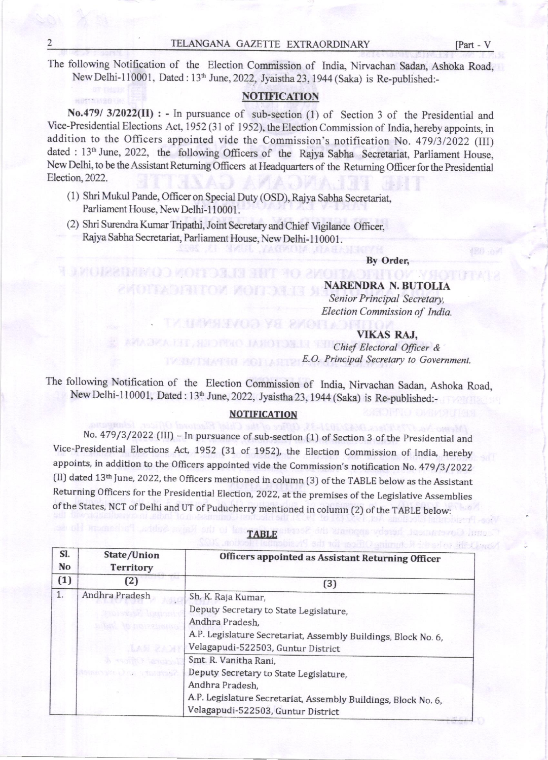The following Notification of the Election Commission of India, Nirvachan Sadan, Ashoka Road, New Delhi-110001, Dated : 13th June, 2022, Jyaistha 23, 1944 (Saka) is Re-published:-

## NOTIFICATION

**No.479/ 3/2022(II) :** - In pursuance of sub-section (1) of Section 3 of the Presidential and Vice-Presidential Elections Act, 1952 (31 of 1952), the Election Commission of India, hereby appoints, in addition to the Officers appointed vide the Commission's notification No. 479/3/2022 (III) dated : 13th June, 2022, the following Officers of the Rajya Sabha Secretariat, Parliament House, New Delhi, to be the Assistant Returning Officers at Headquarters of the Returning Officer for the Presidential Election, 2022.

(1) Shri Mukul Pande, Officer on Special Duty (OSD), Rajya Sabha Secretariat, Parliament House, New Delhi-110001.

(2) Shri Surendra Kumar Tripathi, Joint Secretary and Chief Vigilance Officer, Rajya Sabha Secretariat, Parliament House, New Delhi-110001.

**By Order,**

**NARENDRA N. BUTOLIA**
*Senior Principal Secretary,*
*Election Commission of India.*

**VIKAS RAJ,**
*Chief Electoral Officer &*
*E.O. Principal Secretary to Government.*

The following Notification of the Election Commission of India, Nirvachan Sadan, Ashoka Road, New Delhi-110001, Dated : 13th June, 2022, Jyaistha 23, 1944 (Saka) is Re-published:-

## NOTIFICATION

No. 479/3/2022 (III) – In pursuance of sub-section (1) of Section 3 of the Presidential and Vice-Presidential Elections Act, 1952 (31 of 1952), the Election Commission of India, hereby appoints, in addition to the Officers appointed vide the Commission's notification No. 479/3/2022 (II) dated 13th June, 2022, the Officers mentioned in column (3) of the TABLE below as the Assistant Returning Officers for the Presidential Election, 2022, at the premises of the Legislative Assemblies of the States, NCT of Delhi and UT of Puducherry mentioned in column (2) of the TABLE below:

**TABLE**

| Sl. No | State/Union Territory | Officers appointed as Assistant Returning Officer |
|---|---|---|
| (1) | (2) | (3) |
| 1. | Andhra Pradesh | Sh. K. Raja Kumar, Deputy Secretary to State Legislature, Andhra Pradesh, A.P. Legislature Secretariat, Assembly Buildings, Block No. 6, Velagapudi-522503, Guntur District |
| | | Smt. R. Vanitha Rani, Deputy Secretary to State Legislature, Andhra Pradesh, A.P. Legislature Secretariat, Assembly Buildings, Block No. 6, Velagapudi-522503, Guntur District |